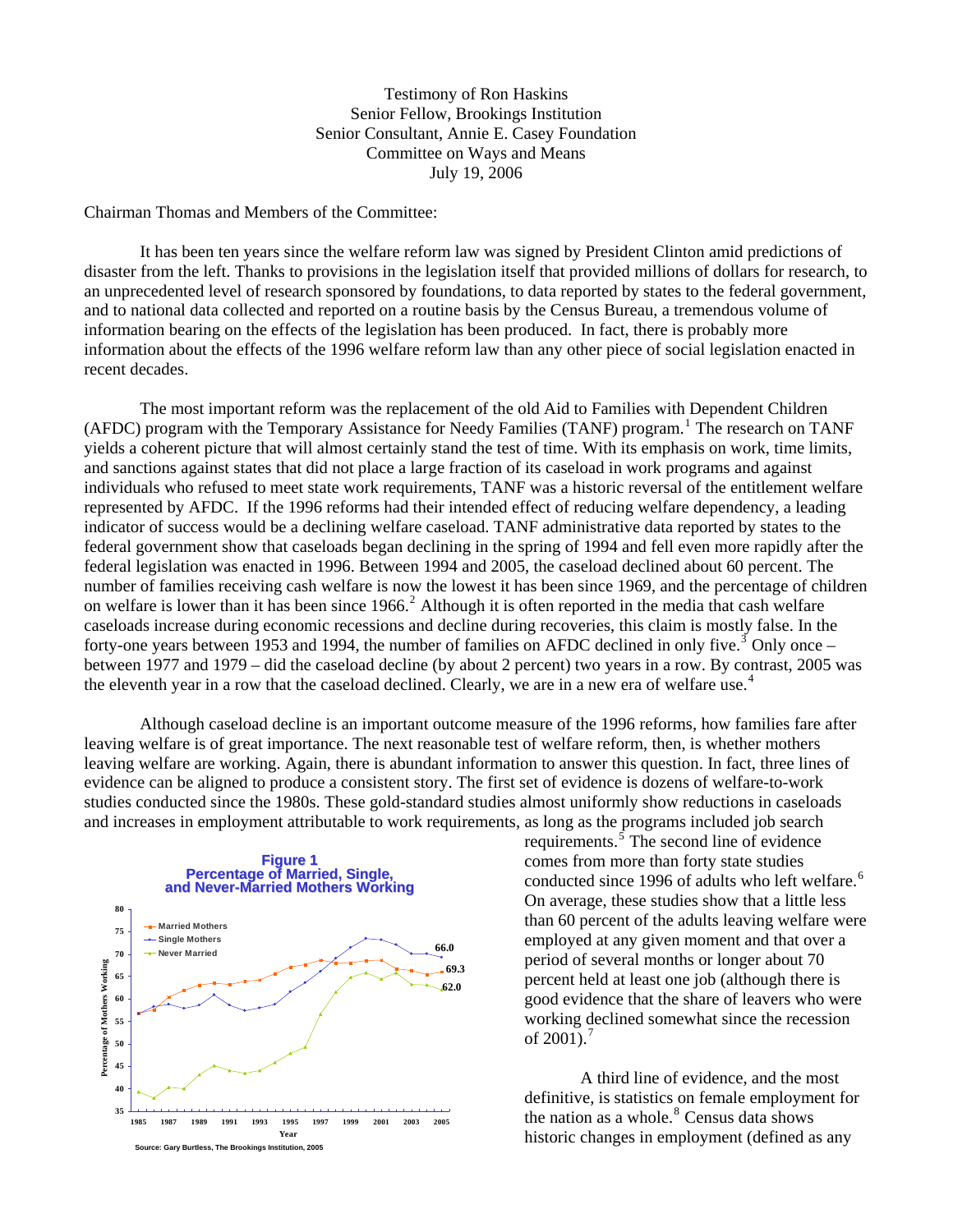Testimony of Ron Haskins
Senior Fellow, Brookings Institution
Senior Consultant, Annie E. Casey Foundation
Committee on Ways and Means
July 19, 2006

Chairman Thomas and Members of the Committee:

It has been ten years since the welfare reform law was signed by President Clinton amid predictions of disaster from the left. Thanks to provisions in the legislation itself that provided millions of dollars for research, to an unprecedented level of research sponsored by foundations, to data reported by states to the federal government, and to national data collected and reported on a routine basis by the Census Bureau, a tremendous volume of information bearing on the effects of the legislation has been produced. In fact, there is probably more information about the effects of the 1996 welfare reform law than any other piece of social legislation enacted in recent decades.

The most important reform was the replacement of the old Aid to Families with Dependent Children (AFDC) program with the Temporary Assistance for Needy Families (TANF) program.[1] The research on TANF yields a coherent picture that will almost certainly stand the test of time. With its emphasis on work, time limits, and sanctions against states that did not place a large fraction of its caseload in work programs and against individuals who refused to meet state work requirements, TANF was a historic reversal of the entitlement welfare represented by AFDC. If the 1996 reforms had their intended effect of reducing welfare dependency, a leading indicator of success would be a declining welfare caseload. TANF administrative data reported by states to the federal government show that caseloads began declining in the spring of 1994 and fell even more rapidly after the federal legislation was enacted in 1996. Between 1994 and 2005, the caseload declined about 60 percent. The number of families receiving cash welfare is now the lowest it has been since 1969, and the percentage of children on welfare is lower than it has been since 1966.[2] Although it is often reported in the media that cash welfare caseloads increase during economic recessions and decline during recoveries, this claim is mostly false. In the forty-one years between 1953 and 1994, the number of families on AFDC declined in only five.[3] Only once – between 1977 and 1979 – did the caseload decline (by about 2 percent) two years in a row. By contrast, 2005 was the eleventh year in a row that the caseload declined. Clearly, we are in a new era of welfare use.[4]

Although caseload decline is an important outcome measure of the 1996 reforms, how families fare after leaving welfare is of great importance. The next reasonable test of welfare reform, then, is whether mothers leaving welfare are working. Again, there is abundant information to answer this question. In fact, three lines of evidence can be aligned to produce a consistent story. The first set of evidence is dozens of welfare-to-work studies conducted since the 1980s. These gold-standard studies almost uniformly show reductions in caseloads and increases in employment attributable to work requirements, as long as the programs included job search requirements.[5] The second line of evidence comes from more than forty state studies conducted since 1996 of adults who left welfare.[6] On average, these studies show that a little less than 60 percent of the adults leaving welfare were employed at any given moment and that over a period of several months or longer about 70 percent held at least one job (although there is good evidence that the share of leavers who were working declined somewhat since the recession of 2001).[7]

**Figure 1**
**Percentage of Married, Single, and Never-Married Mothers Working**

Source: Gary Burtless, The Brookings Institution, 2005

A third line of evidence, and the most definitive, is statistics on female employment for the nation as a whole.[8] Census data shows historic changes in employment (defined as any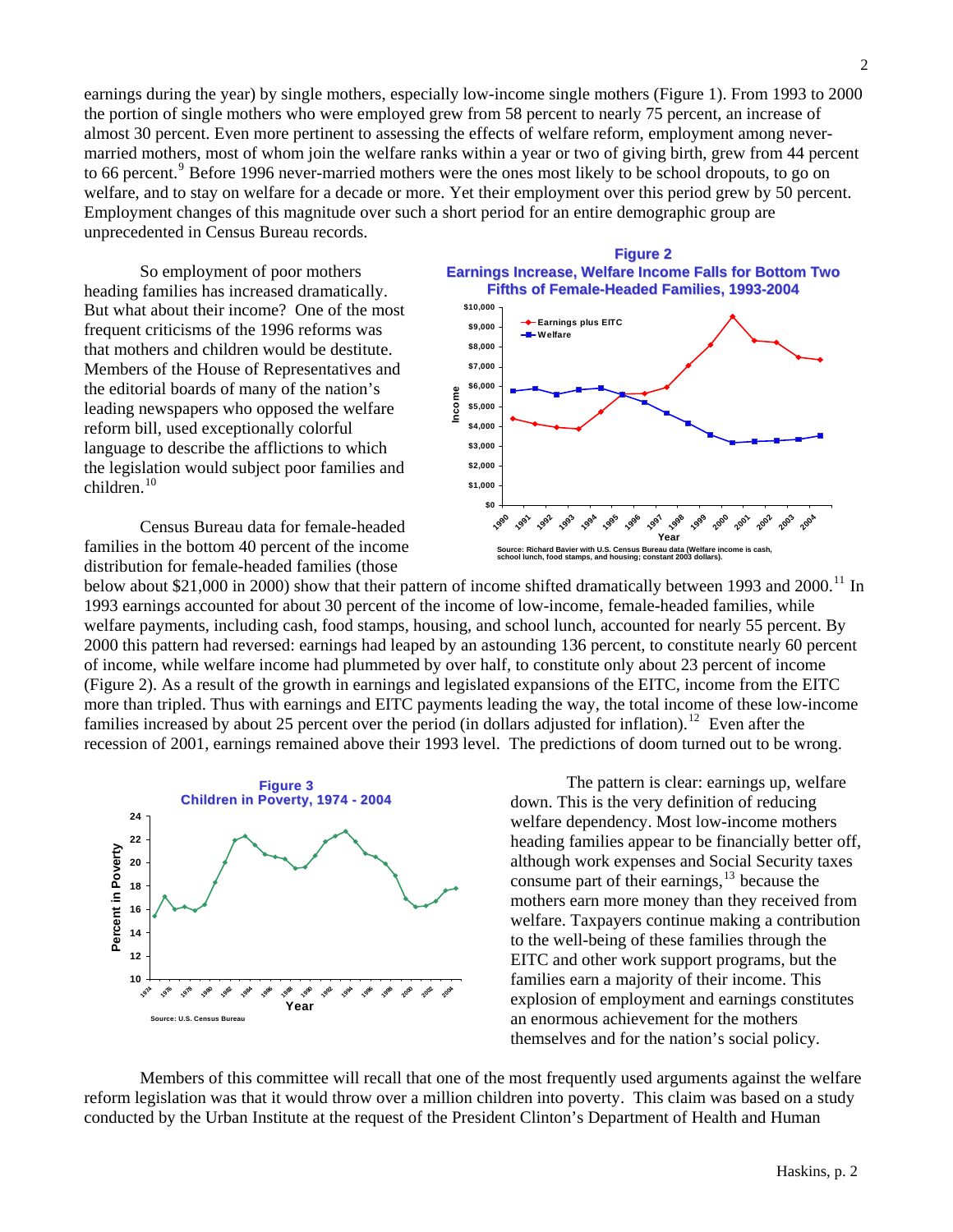earnings during the year) by single mothers, especially low-income single mothers (Figure 1). From 1993 to 2000 the portion of single mothers who were employed grew from 58 percent to nearly 75 percent, an increase of almost 30 percent. Even more pertinent to assessing the effects of welfare reform, employment among never-married mothers, most of whom join the welfare ranks within a year or two of giving birth, grew from 44 percent to 66 percent.[9] Before 1996 never-married mothers were the ones most likely to be school dropouts, to go on welfare, and to stay on welfare for a decade or more. Yet their employment over this period grew by 50 percent. Employment changes of this magnitude over such a short period for an entire demographic group are unprecedented in Census Bureau records.

So employment of poor mothers heading families has increased dramatically. But what about their income? One of the most frequent criticisms of the 1996 reforms was that mothers and children would be destitute. Members of the House of Representatives and the editorial boards of many of the nation's leading newspapers who opposed the welfare reform bill, used exceptionally colorful language to describe the afflictions to which the legislation would subject poor families and children.[10]

**Figure 2**
**Earnings Increase, Welfare Income Falls for Bottom Two Fifths of Female-Headed Families, 1993-2004**

Source: Richard Bavier with U.S. Census Bureau data (Welfare income is cash, school lunch, food stamps, and housing; constant 2003 dollars).

Census Bureau data for female-headed families in the bottom 40 percent of the income distribution for female-headed families (those below about $21,000 in 2000) show that their pattern of income shifted dramatically between 1993 and 2000.[11] In 1993 earnings accounted for about 30 percent of the income of low-income, female-headed families, while welfare payments, including cash, food stamps, housing, and school lunch, accounted for nearly 55 percent. By 2000 this pattern had reversed: earnings had leaped by an astounding 136 percent, to constitute nearly 60 percent of income, while welfare income had plummeted by over half, to constitute only about 23 percent of income (Figure 2). As a result of the growth in earnings and legislated expansions of the EITC, income from the EITC more than tripled. Thus with earnings and EITC payments leading the way, the total income of these low-income families increased by about 25 percent over the period (in dollars adjusted for inflation).[12] Even after the recession of 2001, earnings remained above their 1993 level. The predictions of doom turned out to be wrong.

**Figure 3**
**Children in Poverty, 1974 - 2004**

Source: U.S. Census Bureau

The pattern is clear: earnings up, welfare down. This is the very definition of reducing welfare dependency. Most low-income mothers heading families appear to be financially better off, although work expenses and Social Security taxes consume part of their earnings,[13] because the mothers earn more money than they received from welfare. Taxpayers continue making a contribution to the well-being of these families through the EITC and other work support programs, but the families earn a majority of their income. This explosion of employment and earnings constitutes an enormous achievement for the mothers themselves and for the nation's social policy.

Members of this committee will recall that one of the most frequently used arguments against the welfare reform legislation was that it would throw over a million children into poverty. This claim was based on a study conducted by the Urban Institute at the request of the President Clinton's Department of Health and Human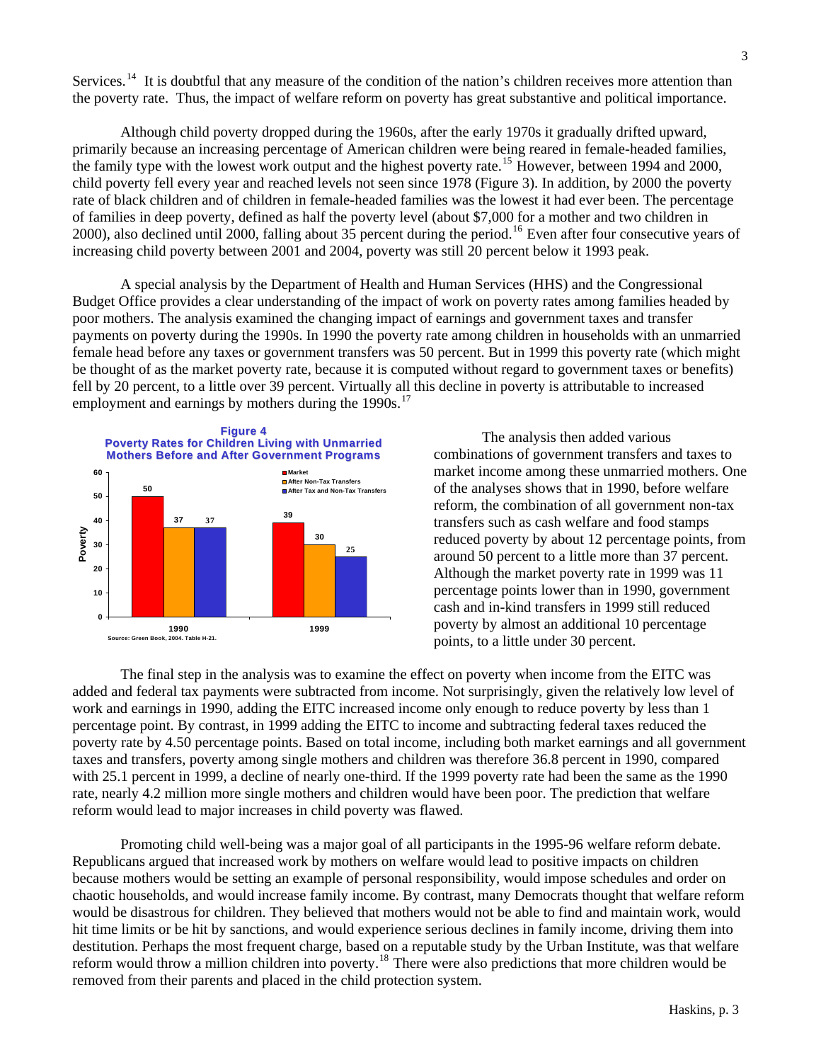Services.[14] It is doubtful that any measure of the condition of the nation's children receives more attention than the poverty rate. Thus, the impact of welfare reform on poverty has great substantive and political importance.

Although child poverty dropped during the 1960s, after the early 1970s it gradually drifted upward, primarily because an increasing percentage of American children were being reared in female-headed families, the family type with the lowest work output and the highest poverty rate.[15] However, between 1994 and 2000, child poverty fell every year and reached levels not seen since 1978 (Figure 3). In addition, by 2000 the poverty rate of black children and of children in female-headed families was the lowest it had ever been. The percentage of families in deep poverty, defined as half the poverty level (about $7,000 for a mother and two children in 2000), also declined until 2000, falling about 35 percent during the period.[16] Even after four consecutive years of increasing child poverty between 2001 and 2004, poverty was still 20 percent below it 1993 peak.

A special analysis by the Department of Health and Human Services (HHS) and the Congressional Budget Office provides a clear understanding of the impact of work on poverty rates among families headed by poor mothers. The analysis examined the changing impact of earnings and government taxes and transfer payments on poverty during the 1990s. In 1990 the poverty rate among children in households with an unmarried female head before any taxes or government transfers was 50 percent. But in 1999 this poverty rate (which might be thought of as the market poverty rate, because it is computed without regard to government taxes or benefits) fell by 20 percent, to a little over 39 percent. Virtually all this decline in poverty is attributable to increased employment and earnings by mothers during the 1990s.[17]

**Figure 4**
**Poverty Rates for Children Living with Unmarried Mothers Before and After Government Programs**

| Year | Market | After Non-Tax Transfers | After Tax and Non-Tax Transfers |
|---|---|---|---|
| 1990 | 50 | 37 | 37 |
| 1999 | 39 | 30 | 25 |

Source: Green Book, 2004. Table H-21.

The analysis then added various combinations of government transfers and taxes to market income among these unmarried mothers. One of the analyses shows that in 1990, before welfare reform, the combination of all government non-tax transfers such as cash welfare and food stamps reduced poverty by about 12 percentage points, from around 50 percent to a little more than 37 percent. Although the market poverty rate in 1999 was 11 percentage points lower than in 1990, government cash and in-kind transfers in 1999 still reduced poverty by almost an additional 10 percentage points, to a little under 30 percent.

The final step in the analysis was to examine the effect on poverty when income from the EITC was added and federal tax payments were subtracted from income. Not surprisingly, given the relatively low level of work and earnings in 1990, adding the EITC increased income only enough to reduce poverty by less than 1 percentage point. By contrast, in 1999 adding the EITC to income and subtracting federal taxes reduced the poverty rate by 4.50 percentage points. Based on total income, including both market earnings and all government taxes and transfers, poverty among single mothers and children was therefore 36.8 percent in 1990, compared with 25.1 percent in 1999, a decline of nearly one-third. If the 1999 poverty rate had been the same as the 1990 rate, nearly 4.2 million more single mothers and children would have been poor. The prediction that welfare reform would lead to major increases in child poverty was flawed.

Promoting child well-being was a major goal of all participants in the 1995-96 welfare reform debate. Republicans argued that increased work by mothers on welfare would lead to positive impacts on children because mothers would be setting an example of personal responsibility, would impose schedules and order on chaotic households, and would increase family income. By contrast, many Democrats thought that welfare reform would be disastrous for children. They believed that mothers would not be able to find and maintain work, would hit time limits or be hit by sanctions, and would experience serious declines in family income, driving them into destitution. Perhaps the most frequent charge, based on a reputable study by the Urban Institute, was that welfare reform would throw a million children into poverty.[18] There were also predictions that more children would be removed from their parents and placed in the child protection system.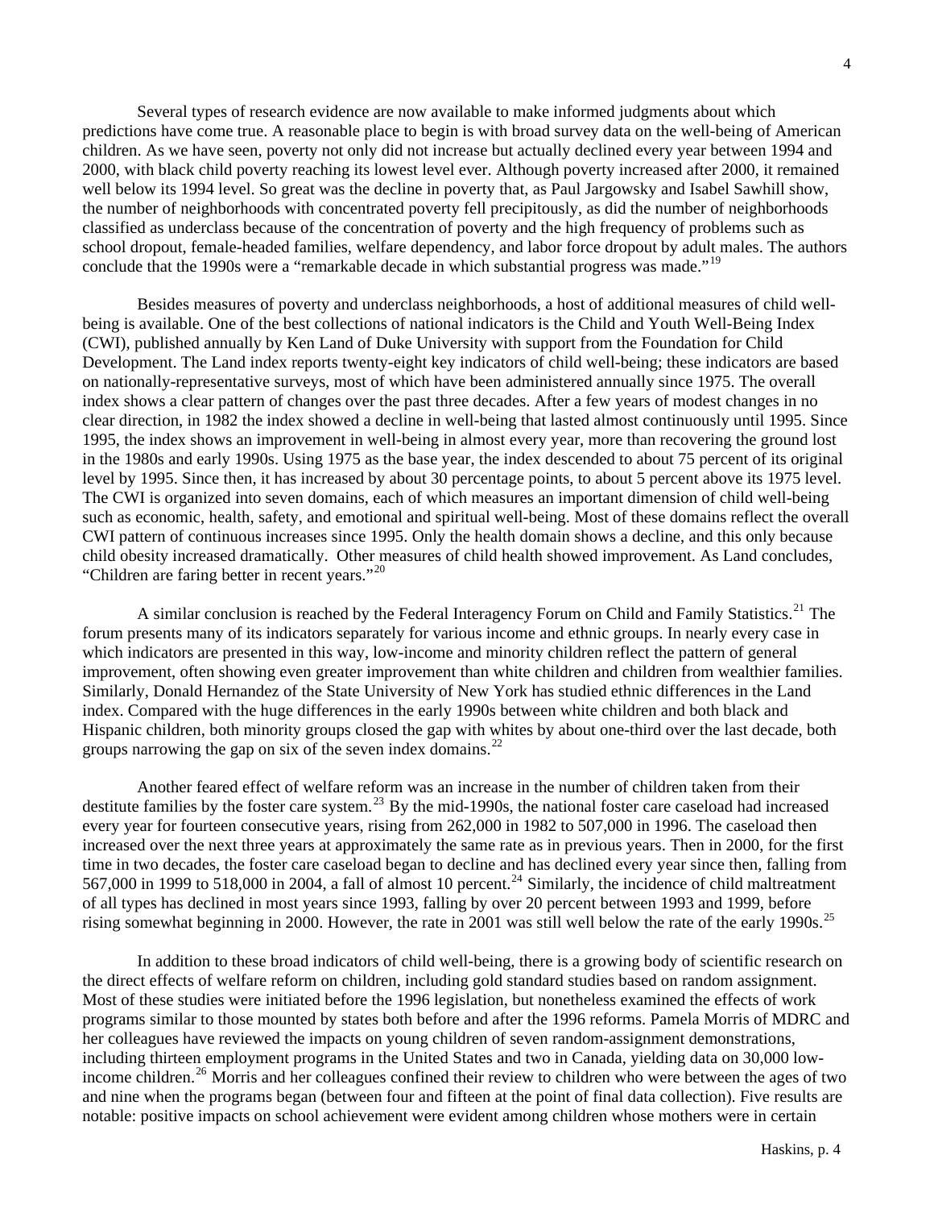Several types of research evidence are now available to make informed judgments about which predictions have come true. A reasonable place to begin is with broad survey data on the well-being of American children. As we have seen, poverty not only did not increase but actually declined every year between 1994 and 2000, with black child poverty reaching its lowest level ever. Although poverty increased after 2000, it remained well below its 1994 level. So great was the decline in poverty that, as Paul Jargowsky and Isabel Sawhill show, the number of neighborhoods with concentrated poverty fell precipitously, as did the number of neighborhoods classified as underclass because of the concentration of poverty and the high frequency of problems such as school dropout, female-headed families, welfare dependency, and labor force dropout by adult males. The authors conclude that the 1990s were a "remarkable decade in which substantial progress was made."[19]

Besides measures of poverty and underclass neighborhoods, a host of additional measures of child well-being is available. One of the best collections of national indicators is the Child and Youth Well-Being Index (CWI), published annually by Ken Land of Duke University with support from the Foundation for Child Development. The Land index reports twenty-eight key indicators of child well-being; these indicators are based on nationally-representative surveys, most of which have been administered annually since 1975. The overall index shows a clear pattern of changes over the past three decades. After a few years of modest changes in no clear direction, in 1982 the index showed a decline in well-being that lasted almost continuously until 1995. Since 1995, the index shows an improvement in well-being in almost every year, more than recovering the ground lost in the 1980s and early 1990s. Using 1975 as the base year, the index descended to about 75 percent of its original level by 1995. Since then, it has increased by about 30 percentage points, to about 5 percent above its 1975 level. The CWI is organized into seven domains, each of which measures an important dimension of child well-being such as economic, health, safety, and emotional and spiritual well-being. Most of these domains reflect the overall CWI pattern of continuous increases since 1995. Only the health domain shows a decline, and this only because child obesity increased dramatically. Other measures of child health showed improvement. As Land concludes, "Children are faring better in recent years."[20]

A similar conclusion is reached by the Federal Interagency Forum on Child and Family Statistics.[21] The forum presents many of its indicators separately for various income and ethnic groups. In nearly every case in which indicators are presented in this way, low-income and minority children reflect the pattern of general improvement, often showing even greater improvement than white children and children from wealthier families. Similarly, Donald Hernandez of the State University of New York has studied ethnic differences in the Land index. Compared with the huge differences in the early 1990s between white children and both black and Hispanic children, both minority groups closed the gap with whites by about one-third over the last decade, both groups narrowing the gap on six of the seven index domains.[22]

Another feared effect of welfare reform was an increase in the number of children taken from their destitute families by the foster care system.[23] By the mid-1990s, the national foster care caseload had increased every year for fourteen consecutive years, rising from 262,000 in 1982 to 507,000 in 1996. The caseload then increased over the next three years at approximately the same rate as in previous years. Then in 2000, for the first time in two decades, the foster care caseload began to decline and has declined every year since then, falling from 567,000 in 1999 to 518,000 in 2004, a fall of almost 10 percent.[24] Similarly, the incidence of child maltreatment of all types has declined in most years since 1993, falling by over 20 percent between 1993 and 1999, before rising somewhat beginning in 2000. However, the rate in 2001 was still well below the rate of the early 1990s.[25]

In addition to these broad indicators of child well-being, there is a growing body of scientific research on the direct effects of welfare reform on children, including gold standard studies based on random assignment. Most of these studies were initiated before the 1996 legislation, but nonetheless examined the effects of work programs similar to those mounted by states both before and after the 1996 reforms. Pamela Morris of MDRC and her colleagues have reviewed the impacts on young children of seven random-assignment demonstrations, including thirteen employment programs in the United States and two in Canada, yielding data on 30,000 low-income children.[26] Morris and her colleagues confined their review to children who were between the ages of two and nine when the programs began (between four and fifteen at the point of final data collection). Five results are notable: positive impacts on school achievement were evident among children whose mothers were in certain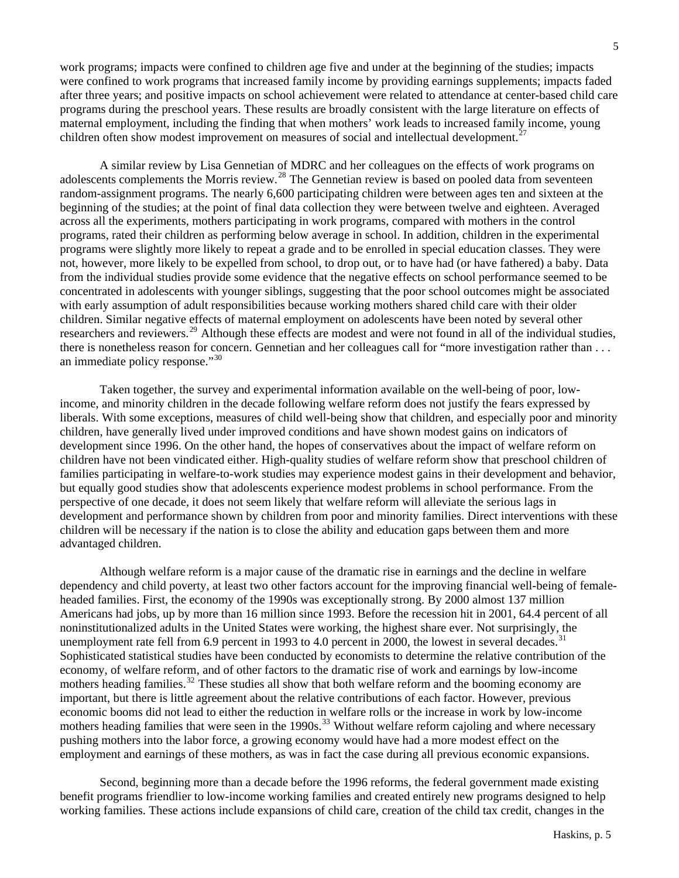work programs; impacts were confined to children age five and under at the beginning of the studies; impacts were confined to work programs that increased family income by providing earnings supplements; impacts faded after three years; and positive impacts on school achievement were related to attendance at center-based child care programs during the preschool years. These results are broadly consistent with the large literature on effects of maternal employment, including the finding that when mothers' work leads to increased family income, young children often show modest improvement on measures of social and intellectual development.[27]

A similar review by Lisa Gennetian of MDRC and her colleagues on the effects of work programs on adolescents complements the Morris review.[28] The Gennetian review is based on pooled data from seventeen random-assignment programs. The nearly 6,600 participating children were between ages ten and sixteen at the beginning of the studies; at the point of final data collection they were between twelve and eighteen. Averaged across all the experiments, mothers participating in work programs, compared with mothers in the control programs, rated their children as performing below average in school. In addition, children in the experimental programs were slightly more likely to repeat a grade and to be enrolled in special education classes. They were not, however, more likely to be expelled from school, to drop out, or to have had (or have fathered) a baby. Data from the individual studies provide some evidence that the negative effects on school performance seemed to be concentrated in adolescents with younger siblings, suggesting that the poor school outcomes might be associated with early assumption of adult responsibilities because working mothers shared child care with their older children. Similar negative effects of maternal employment on adolescents have been noted by several other researchers and reviewers.[29] Although these effects are modest and were not found in all of the individual studies, there is nonetheless reason for concern. Gennetian and her colleagues call for "more investigation rather than . . . an immediate policy response."[30]

Taken together, the survey and experimental information available on the well-being of poor, low-income, and minority children in the decade following welfare reform does not justify the fears expressed by liberals. With some exceptions, measures of child well-being show that children, and especially poor and minority children, have generally lived under improved conditions and have shown modest gains on indicators of development since 1996. On the other hand, the hopes of conservatives about the impact of welfare reform on children have not been vindicated either. High-quality studies of welfare reform show that preschool children of families participating in welfare-to-work studies may experience modest gains in their development and behavior, but equally good studies show that adolescents experience modest problems in school performance. From the perspective of one decade, it does not seem likely that welfare reform will alleviate the serious lags in development and performance shown by children from poor and minority families. Direct interventions with these children will be necessary if the nation is to close the ability and education gaps between them and more advantaged children.

Although welfare reform is a major cause of the dramatic rise in earnings and the decline in welfare dependency and child poverty, at least two other factors account for the improving financial well-being of female-headed families. First, the economy of the 1990s was exceptionally strong. By 2000 almost 137 million Americans had jobs, up by more than 16 million since 1993. Before the recession hit in 2001, 64.4 percent of all noninstitutionalized adults in the United States were working, the highest share ever. Not surprisingly, the unemployment rate fell from 6.9 percent in 1993 to 4.0 percent in 2000, the lowest in several decades.[31] Sophisticated statistical studies have been conducted by economists to determine the relative contribution of the economy, of welfare reform, and of other factors to the dramatic rise of work and earnings by low-income mothers heading families.[32] These studies all show that both welfare reform and the booming economy are important, but there is little agreement about the relative contributions of each factor. However, previous economic booms did not lead to either the reduction in welfare rolls or the increase in work by low-income mothers heading families that were seen in the 1990s.[33] Without welfare reform cajoling and where necessary pushing mothers into the labor force, a growing economy would have had a more modest effect on the employment and earnings of these mothers, as was in fact the case during all previous economic expansions.

Second, beginning more than a decade before the 1996 reforms, the federal government made existing benefit programs friendlier to low-income working families and created entirely new programs designed to help working families. These actions include expansions of child care, creation of the child tax credit, changes in the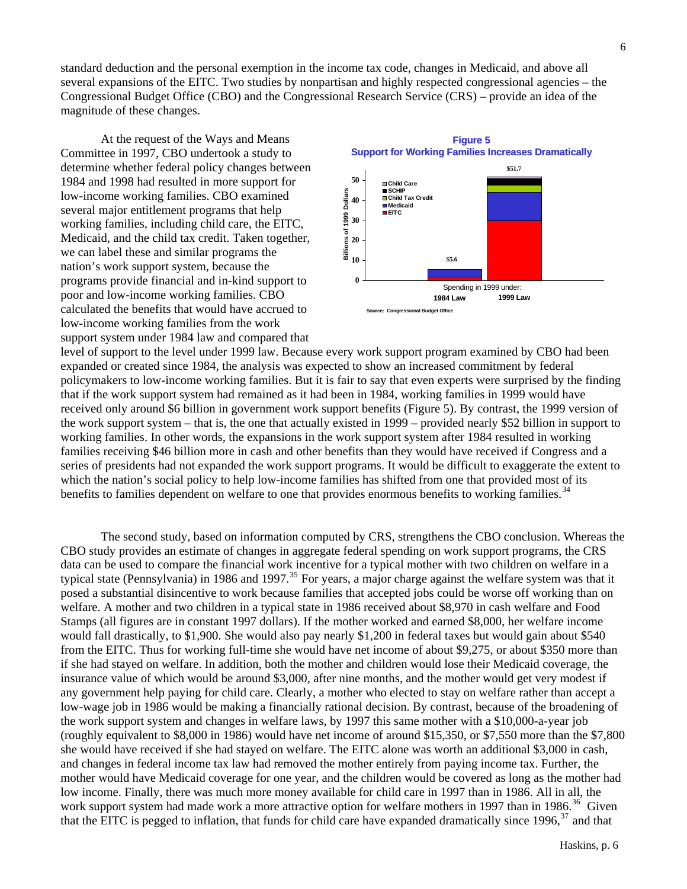standard deduction and the personal exemption in the income tax code, changes in Medicaid, and above all several expansions of the EITC. Two studies by nonpartisan and highly respected congressional agencies – the Congressional Budget Office (CBO) and the Congressional Research Service (CRS) – provide an idea of the magnitude of these changes.

At the request of the Ways and Means Committee in 1997, CBO undertook a study to determine whether federal policy changes between 1984 and 1998 had resulted in more support for low-income working families. CBO examined several major entitlement programs that help working families, including child care, the EITC, Medicaid, and the child tax credit. Taken together, we can label these and similar programs the nation's work support system, because the programs provide financial and in-kind support to poor and low-income working families. CBO calculated the benefits that would have accrued to low-income working families from the work support system under 1984 law and compared that level of support to the level under 1999 law. Because every work support program examined by CBO had been expanded or created since 1984, the analysis was expected to show an increased commitment by federal policymakers to low-income working families. But it is fair to say that even experts were surprised by the finding that if the work support system had remained as it had been in 1984, working families in 1999 would have received only around $6 billion in government work support benefits (Figure 5). By contrast, the 1999 version of the work support system – that is, the one that actually existed in 1999 – provided nearly $52 billion in support to working families. In other words, the expansions in the work support system after 1984 resulted in working families receiving $46 billion more in cash and other benefits than they would have received if Congress and a series of presidents had not expanded the work support programs. It would be difficult to exaggerate the extent to which the nation's social policy to help low-income families has shifted from one that provided most of its benefits to families dependent on welfare to one that provides enormous benefits to working families.[34]

**Figure 5**
**Support for Working Families Increases Dramatically**

Spending in 1999 under 1984 Law: $5.6; under 1999 Law: $51.7 (Billions of 1999 Dollars; components: Child Care, SCHIP, Child Tax Credit, Medicaid, EITC)

Source: Congressional Budget Office

The second study, based on information computed by CRS, strengthens the CBO conclusion. Whereas the CBO study provides an estimate of changes in aggregate federal spending on work support programs, the CRS data can be used to compare the financial work incentive for a typical mother with two children on welfare in a typical state (Pennsylvania) in 1986 and 1997.[35] For years, a major charge against the welfare system was that it posed a substantial disincentive to work because families that accepted jobs could be worse off working than on welfare. A mother and two children in a typical state in 1986 received about $8,970 in cash welfare and Food Stamps (all figures are in constant 1997 dollars). If the mother worked and earned $8,000, her welfare income would fall drastically, to $1,900. She would also pay nearly $1,200 in federal taxes but would gain about $540 from the EITC. Thus for working full-time she would have net income of about $9,275, or about $350 more than if she had stayed on welfare. In addition, both the mother and children would lose their Medicaid coverage, the insurance value of which would be around $3,000, after nine months, and the mother would get very modest if any government help paying for child care. Clearly, a mother who elected to stay on welfare rather than accept a low-wage job in 1986 would be making a financially rational decision. By contrast, because of the broadening of the work support system and changes in welfare laws, by 1997 this same mother with a $10,000-a-year job (roughly equivalent to $8,000 in 1986) would have net income of around $15,350, or $7,550 more than the $7,800 she would have received if she had stayed on welfare. The EITC alone was worth an additional $3,000 in cash, and changes in federal income tax law had removed the mother entirely from paying income tax. Further, the mother would have Medicaid coverage for one year, and the children would be covered as long as the mother had low income. Finally, there was much more money available for child care in 1997 than in 1986. All in all, the work support system had made work a more attractive option for welfare mothers in 1997 than in 1986.[36] Given that the EITC is pegged to inflation, that funds for child care have expanded dramatically since 1996,[37] and that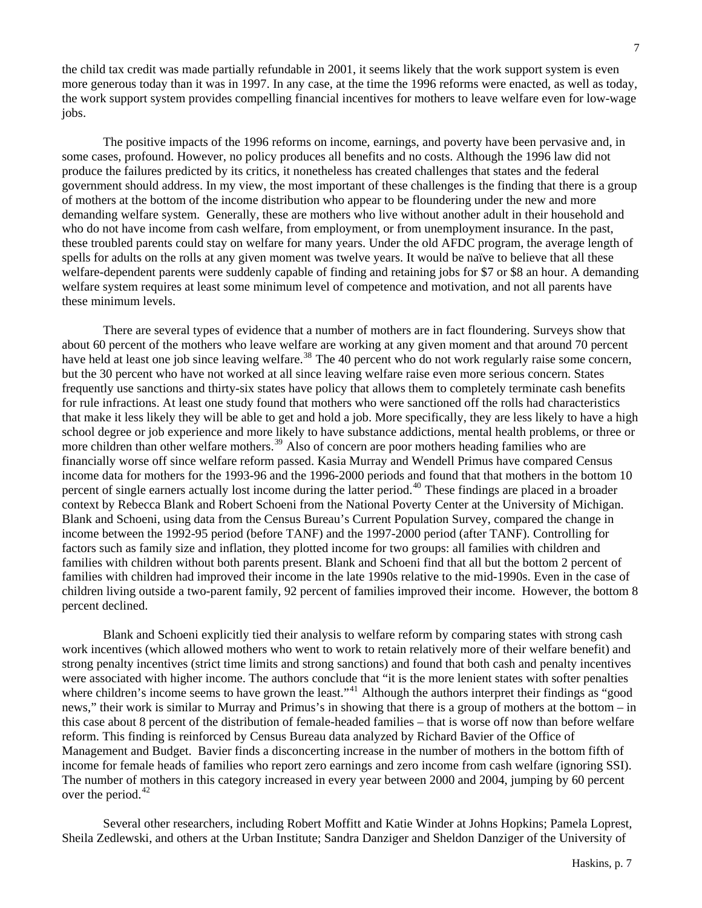the child tax credit was made partially refundable in 2001, it seems likely that the work support system is even more generous today than it was in 1997. In any case, at the time the 1996 reforms were enacted, as well as today, the work support system provides compelling financial incentives for mothers to leave welfare even for low-wage jobs.

The positive impacts of the 1996 reforms on income, earnings, and poverty have been pervasive and, in some cases, profound. However, no policy produces all benefits and no costs. Although the 1996 law did not produce the failures predicted by its critics, it nonetheless has created challenges that states and the federal government should address. In my view, the most important of these challenges is the finding that there is a group of mothers at the bottom of the income distribution who appear to be floundering under the new and more demanding welfare system. Generally, these are mothers who live without another adult in their household and who do not have income from cash welfare, from employment, or from unemployment insurance. In the past, these troubled parents could stay on welfare for many years. Under the old AFDC program, the average length of spells for adults on the rolls at any given moment was twelve years. It would be naïve to believe that all these welfare-dependent parents were suddenly capable of finding and retaining jobs for $7 or $8 an hour. A demanding welfare system requires at least some minimum level of competence and motivation, and not all parents have these minimum levels.

There are several types of evidence that a number of mothers are in fact floundering. Surveys show that about 60 percent of the mothers who leave welfare are working at any given moment and that around 70 percent have held at least one job since leaving welfare.[38] The 40 percent who do not work regularly raise some concern, but the 30 percent who have not worked at all since leaving welfare raise even more serious concern. States frequently use sanctions and thirty-six states have policy that allows them to completely terminate cash benefits for rule infractions. At least one study found that mothers who were sanctioned off the rolls had characteristics that make it less likely they will be able to get and hold a job. More specifically, they are less likely to have a high school degree or job experience and more likely to have substance addictions, mental health problems, or three or more children than other welfare mothers.[39] Also of concern are poor mothers heading families who are financially worse off since welfare reform passed. Kasia Murray and Wendell Primus have compared Census income data for mothers for the 1993-96 and the 1996-2000 periods and found that that mothers in the bottom 10 percent of single earners actually lost income during the latter period.[40] These findings are placed in a broader context by Rebecca Blank and Robert Schoeni from the National Poverty Center at the University of Michigan. Blank and Schoeni, using data from the Census Bureau's Current Population Survey, compared the change in income between the 1992-95 period (before TANF) and the 1997-2000 period (after TANF). Controlling for factors such as family size and inflation, they plotted income for two groups: all families with children and families with children without both parents present. Blank and Schoeni find that all but the bottom 2 percent of families with children had improved their income in the late 1990s relative to the mid-1990s. Even in the case of children living outside a two-parent family, 92 percent of families improved their income. However, the bottom 8 percent declined.

Blank and Schoeni explicitly tied their analysis to welfare reform by comparing states with strong cash work incentives (which allowed mothers who went to work to retain relatively more of their welfare benefit) and strong penalty incentives (strict time limits and strong sanctions) and found that both cash and penalty incentives were associated with higher income. The authors conclude that "it is the more lenient states with softer penalties where children's income seems to have grown the least."[41] Although the authors interpret their findings as "good news," their work is similar to Murray and Primus's in showing that there is a group of mothers at the bottom – in this case about 8 percent of the distribution of female-headed families – that is worse off now than before welfare reform. This finding is reinforced by Census Bureau data analyzed by Richard Bavier of the Office of Management and Budget. Bavier finds a disconcerting increase in the number of mothers in the bottom fifth of income for female heads of families who report zero earnings and zero income from cash welfare (ignoring SSI). The number of mothers in this category increased in every year between 2000 and 2004, jumping by 60 percent over the period.[42]

Several other researchers, including Robert Moffitt and Katie Winder at Johns Hopkins; Pamela Loprest, Sheila Zedlewski, and others at the Urban Institute; Sandra Danziger and Sheldon Danziger of the University of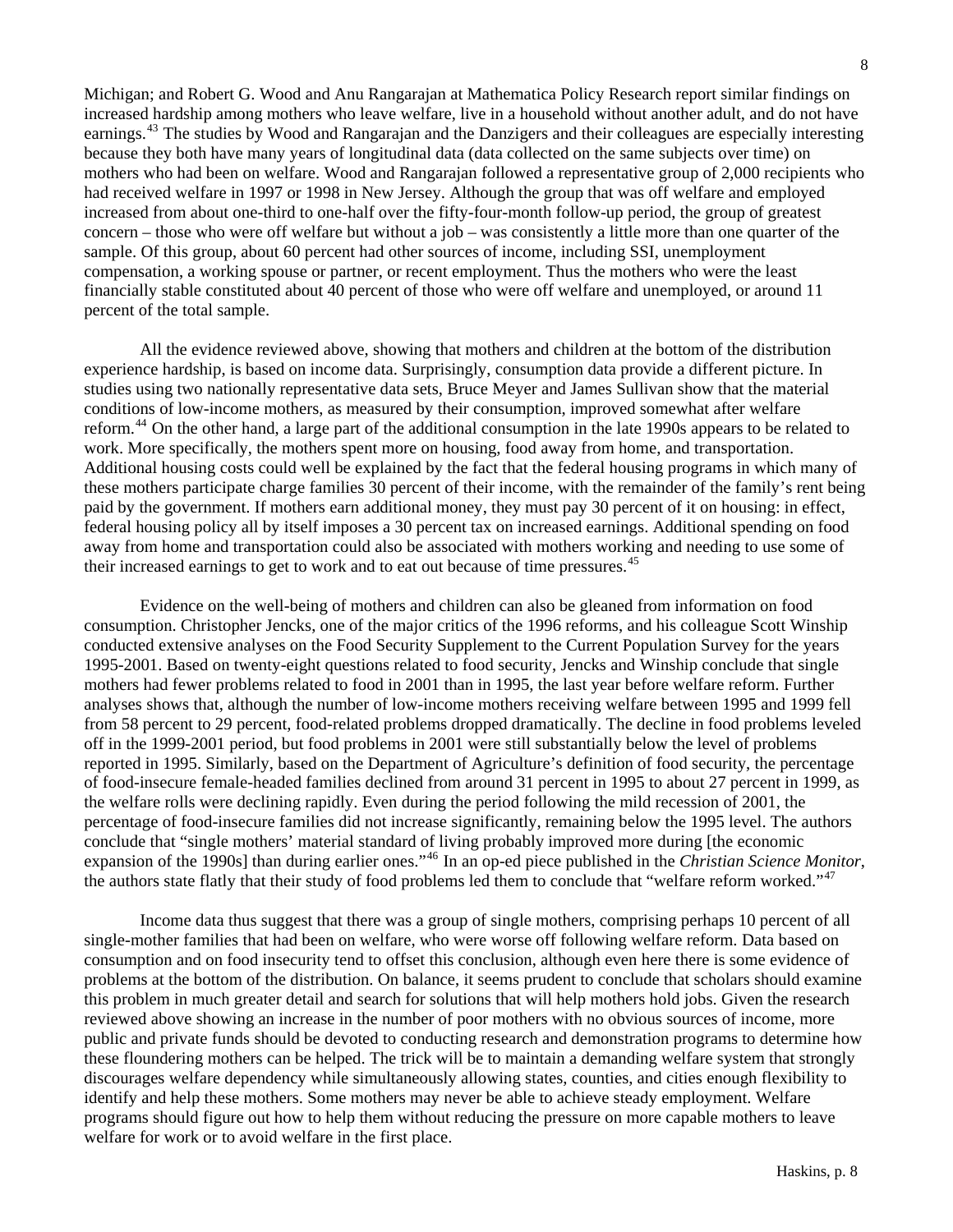Michigan; and Robert G. Wood and Anu Rangarajan at Mathematica Policy Research report similar findings on increased hardship among mothers who leave welfare, live in a household without another adult, and do not have earnings.[43] The studies by Wood and Rangarajan and the Danzigers and their colleagues are especially interesting because they both have many years of longitudinal data (data collected on the same subjects over time) on mothers who had been on welfare. Wood and Rangarajan followed a representative group of 2,000 recipients who had received welfare in 1997 or 1998 in New Jersey. Although the group that was off welfare and employed increased from about one-third to one-half over the fifty-four-month follow-up period, the group of greatest concern – those who were off welfare but without a job – was consistently a little more than one quarter of the sample. Of this group, about 60 percent had other sources of income, including SSI, unemployment compensation, a working spouse or partner, or recent employment. Thus the mothers who were the least financially stable constituted about 40 percent of those who were off welfare and unemployed, or around 11 percent of the total sample.

All the evidence reviewed above, showing that mothers and children at the bottom of the distribution experience hardship, is based on income data. Surprisingly, consumption data provide a different picture. In studies using two nationally representative data sets, Bruce Meyer and James Sullivan show that the material conditions of low-income mothers, as measured by their consumption, improved somewhat after welfare reform.[44] On the other hand, a large part of the additional consumption in the late 1990s appears to be related to work. More specifically, the mothers spent more on housing, food away from home, and transportation. Additional housing costs could well be explained by the fact that the federal housing programs in which many of these mothers participate charge families 30 percent of their income, with the remainder of the family's rent being paid by the government. If mothers earn additional money, they must pay 30 percent of it on housing: in effect, federal housing policy all by itself imposes a 30 percent tax on increased earnings. Additional spending on food away from home and transportation could also be associated with mothers working and needing to use some of their increased earnings to get to work and to eat out because of time pressures.[45]

Evidence on the well-being of mothers and children can also be gleaned from information on food consumption. Christopher Jencks, one of the major critics of the 1996 reforms, and his colleague Scott Winship conducted extensive analyses on the Food Security Supplement to the Current Population Survey for the years 1995-2001. Based on twenty-eight questions related to food security, Jencks and Winship conclude that single mothers had fewer problems related to food in 2001 than in 1995, the last year before welfare reform. Further analyses shows that, although the number of low-income mothers receiving welfare between 1995 and 1999 fell from 58 percent to 29 percent, food-related problems dropped dramatically. The decline in food problems leveled off in the 1999-2001 period, but food problems in 2001 were still substantially below the level of problems reported in 1995. Similarly, based on the Department of Agriculture's definition of food security, the percentage of food-insecure female-headed families declined from around 31 percent in 1995 to about 27 percent in 1999, as the welfare rolls were declining rapidly. Even during the period following the mild recession of 2001, the percentage of food-insecure families did not increase significantly, remaining below the 1995 level. The authors conclude that "single mothers' material standard of living probably improved more during [the economic expansion of the 1990s] than during earlier ones."[46] In an op-ed piece published in the *Christian Science Monitor*, the authors state flatly that their study of food problems led them to conclude that "welfare reform worked."[47]

Income data thus suggest that there was a group of single mothers, comprising perhaps 10 percent of all single-mother families that had been on welfare, who were worse off following welfare reform. Data based on consumption and on food insecurity tend to offset this conclusion, although even here there is some evidence of problems at the bottom of the distribution. On balance, it seems prudent to conclude that scholars should examine this problem in much greater detail and search for solutions that will help mothers hold jobs. Given the research reviewed above showing an increase in the number of poor mothers with no obvious sources of income, more public and private funds should be devoted to conducting research and demonstration programs to determine how these floundering mothers can be helped. The trick will be to maintain a demanding welfare system that strongly discourages welfare dependency while simultaneously allowing states, counties, and cities enough flexibility to identify and help these mothers. Some mothers may never be able to achieve steady employment. Welfare programs should figure out how to help them without reducing the pressure on more capable mothers to leave welfare for work or to avoid welfare in the first place.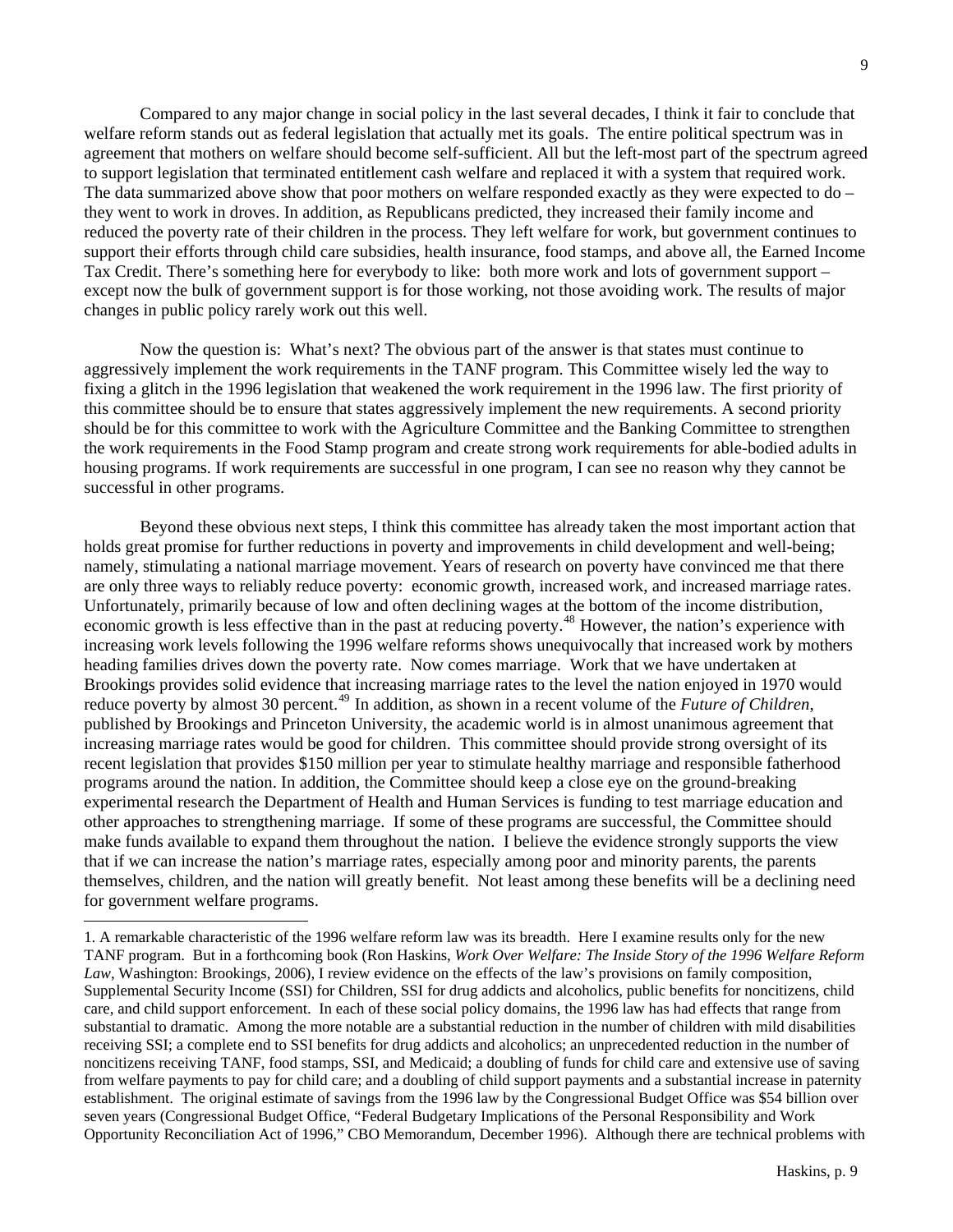Compared to any major change in social policy in the last several decades, I think it fair to conclude that welfare reform stands out as federal legislation that actually met its goals. The entire political spectrum was in agreement that mothers on welfare should become self-sufficient. All but the left-most part of the spectrum agreed to support legislation that terminated entitlement cash welfare and replaced it with a system that required work. The data summarized above show that poor mothers on welfare responded exactly as they were expected to do – they went to work in droves. In addition, as Republicans predicted, they increased their family income and reduced the poverty rate of their children in the process. They left welfare for work, but government continues to support their efforts through child care subsidies, health insurance, food stamps, and above all, the Earned Income Tax Credit. There's something here for everybody to like: both more work and lots of government support – except now the bulk of government support is for those working, not those avoiding work. The results of major changes in public policy rarely work out this well.

Now the question is: What's next? The obvious part of the answer is that states must continue to aggressively implement the work requirements in the TANF program. This Committee wisely led the way to fixing a glitch in the 1996 legislation that weakened the work requirement in the 1996 law. The first priority of this committee should be to ensure that states aggressively implement the new requirements. A second priority should be for this committee to work with the Agriculture Committee and the Banking Committee to strengthen the work requirements in the Food Stamp program and create strong work requirements for able-bodied adults in housing programs. If work requirements are successful in one program, I can see no reason why they cannot be successful in other programs.

Beyond these obvious next steps, I think this committee has already taken the most important action that holds great promise for further reductions in poverty and improvements in child development and well-being; namely, stimulating a national marriage movement. Years of research on poverty have convinced me that there are only three ways to reliably reduce poverty: economic growth, increased work, and increased marriage rates. Unfortunately, primarily because of low and often declining wages at the bottom of the income distribution, economic growth is less effective than in the past at reducing poverty.[48] However, the nation's experience with increasing work levels following the 1996 welfare reforms shows unequivocally that increased work by mothers heading families drives down the poverty rate. Now comes marriage. Work that we have undertaken at Brookings provides solid evidence that increasing marriage rates to the level the nation enjoyed in 1970 would reduce poverty by almost 30 percent.[49] In addition, as shown in a recent volume of the *Future of Children*, published by Brookings and Princeton University, the academic world is in almost unanimous agreement that increasing marriage rates would be good for children. This committee should provide strong oversight of its recent legislation that provides $150 million per year to stimulate healthy marriage and responsible fatherhood programs around the nation. In addition, the Committee should keep a close eye on the ground-breaking experimental research the Department of Health and Human Services is funding to test marriage education and other approaches to strengthening marriage. If some of these programs are successful, the Committee should make funds available to expand them throughout the nation. I believe the evidence strongly supports the view that if we can increase the nation's marriage rates, especially among poor and minority parents, the parents themselves, children, and the nation will greatly benefit. Not least among these benefits will be a declining need for government welfare programs.

---

1. A remarkable characteristic of the 1996 welfare reform law was its breadth. Here I examine results only for the new TANF program. But in a forthcoming book (Ron Haskins, *Work Over Welfare: The Inside Story of the 1996 Welfare Reform Law*, Washington: Brookings, 2006), I review evidence on the effects of the law's provisions on family composition, Supplemental Security Income (SSI) for Children, SSI for drug addicts and alcoholics, public benefits for noncitizens, child care, and child support enforcement. In each of these social policy domains, the 1996 law has had effects that range from substantial to dramatic. Among the more notable are a substantial reduction in the number of children with mild disabilities receiving SSI; a complete end to SSI benefits for drug addicts and alcoholics; an unprecedented reduction in the number of noncitizens receiving TANF, food stamps, SSI, and Medicaid; a doubling of funds for child care and extensive use of saving from welfare payments to pay for child care; and a doubling of child support payments and a substantial increase in paternity establishment. The original estimate of savings from the 1996 law by the Congressional Budget Office was $54 billion over seven years (Congressional Budget Office, "Federal Budgetary Implications of the Personal Responsibility and Work Opportunity Reconciliation Act of 1996," CBO Memorandum, December 1996). Although there are technical problems with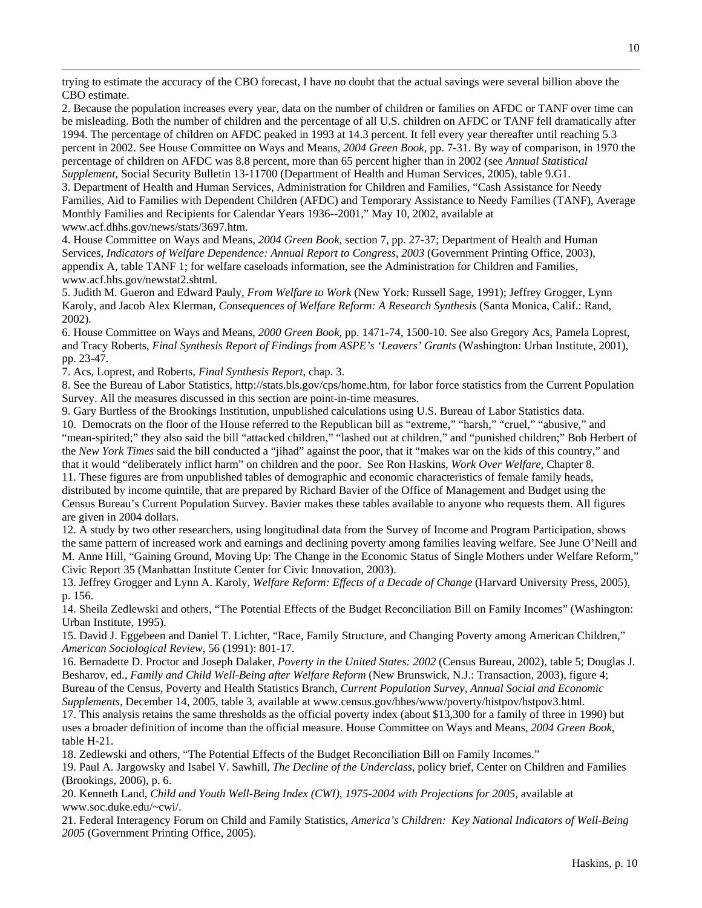trying to estimate the accuracy of the CBO forecast, I have no doubt that the actual savings were several billion above the CBO estimate.

2. Because the population increases every year, data on the number of children or families on AFDC or TANF over time can be misleading. Both the number of children and the percentage of all U.S. children on AFDC or TANF fell dramatically after 1994. The percentage of children on AFDC peaked in 1993 at 14.3 percent. It fell every year thereafter until reaching 5.3 percent in 2002. See House Committee on Ways and Means, *2004 Green Book*, pp. 7-31. By way of comparison, in 1970 the percentage of children on AFDC was 8.8 percent, more than 65 percent higher than in 2002 (see *Annual Statistical Supplement*, Social Security Bulletin 13-11700 (Department of Health and Human Services, 2005), table 9.G1.

3. Department of Health and Human Services, Administration for Children and Families, "Cash Assistance for Needy Families, Aid to Families with Dependent Children (AFDC) and Temporary Assistance to Needy Families (TANF), Average Monthly Families and Recipients for Calendar Years 1936--2001," May 10, 2002, available at www.acf.dhhs.gov/news/stats/3697.htm.

4. House Committee on Ways and Means, *2004 Green Book*, section 7, pp. 27-37; Department of Health and Human Services, *Indicators of Welfare Dependence: Annual Report to Congress, 2003* (Government Printing Office, 2003), appendix A, table TANF 1; for welfare caseloads information, see the Administration for Children and Families, www.acf.hhs.gov/newstat2.shtml.

5. Judith M. Gueron and Edward Pauly, *From Welfare to Work* (New York: Russell Sage, 1991); Jeffrey Grogger, Lynn Karoly, and Jacob Alex Klerman, *Consequences of Welfare Reform: A Research Synthesis* (Santa Monica, Calif.: Rand, 2002).

6. House Committee on Ways and Means, *2000 Green Book*, pp. 1471-74, 1500-10. See also Gregory Acs, Pamela Loprest, and Tracy Roberts, *Final Synthesis Report of Findings from ASPE's 'Leavers' Grants* (Washington: Urban Institute, 2001), pp. 23-47.

7. Acs, Loprest, and Roberts, *Final Synthesis Report*, chap. 3.

8. See the Bureau of Labor Statistics, http://stats.bls.gov/cps/home.htm, for labor force statistics from the Current Population Survey. All the measures discussed in this section are point-in-time measures.

9. Gary Burtless of the Brookings Institution, unpublished calculations using U.S. Bureau of Labor Statistics data.

10. Democrats on the floor of the House referred to the Republican bill as "extreme," "harsh," "cruel," "abusive," and "mean-spirited;" they also said the bill "attacked children," "lashed out at children," and "punished children;" Bob Herbert of the *New York Times* said the bill conducted a "jihad" against the poor, that it "makes war on the kids of this country," and that it would "deliberately inflict harm" on children and the poor. See Ron Haskins, *Work Over Welfare*, Chapter 8.

11. These figures are from unpublished tables of demographic and economic characteristics of female family heads, distributed by income quintile, that are prepared by Richard Bavier of the Office of Management and Budget using the Census Bureau's Current Population Survey. Bavier makes these tables available to anyone who requests them. All figures are given in 2004 dollars.

12. A study by two other researchers, using longitudinal data from the Survey of Income and Program Participation, shows the same pattern of increased work and earnings and declining poverty among families leaving welfare. See June O'Neill and M. Anne Hill, "Gaining Ground, Moving Up: The Change in the Economic Status of Single Mothers under Welfare Reform," Civic Report 35 (Manhattan Institute Center for Civic Innovation, 2003).

13. Jeffrey Grogger and Lynn A. Karoly, *Welfare Reform: Effects of a Decade of Change* (Harvard University Press, 2005), p. 156.

14. Sheila Zedlewski and others, "The Potential Effects of the Budget Reconciliation Bill on Family Incomes" (Washington: Urban Institute, 1995).

15. David J. Eggebeen and Daniel T. Lichter, "Race, Family Structure, and Changing Poverty among American Children," *American Sociological Review*, 56 (1991): 801-17.

16. Bernadette D. Proctor and Joseph Dalaker, *Poverty in the United States: 2002* (Census Bureau, 2002), table 5; Douglas J. Besharov, ed., *Family and Child Well-Being after Welfare Reform* (New Brunswick, N.J.: Transaction, 2003), figure 4; Bureau of the Census, Poverty and Health Statistics Branch, *Current Population Survey, Annual Social and Economic Supplements*, December 14, 2005, table 3, available at www.census.gov/hhes/www/poverty/histpov/hstpov3.html.

17. This analysis retains the same thresholds as the official poverty index (about $13,300 for a family of three in 1990) but uses a broader definition of income than the official measure. House Committee on Ways and Means, *2004 Green Book*, table H-21.

18. Zedlewski and others, "The Potential Effects of the Budget Reconciliation Bill on Family Incomes."

19. Paul A. Jargowsky and Isabel V. Sawhill, *The Decline of the Underclass*, policy brief, Center on Children and Families (Brookings, 2006), p. 6.

20. Kenneth Land, *Child and Youth Well-Being Index (CWI), 1975-2004 with Projections for 2005*, available at www.soc.duke.edu/~cwi/.

21. Federal Interagency Forum on Child and Family Statistics, *America's Children: Key National Indicators of Well-Being 2005* (Government Printing Office, 2005).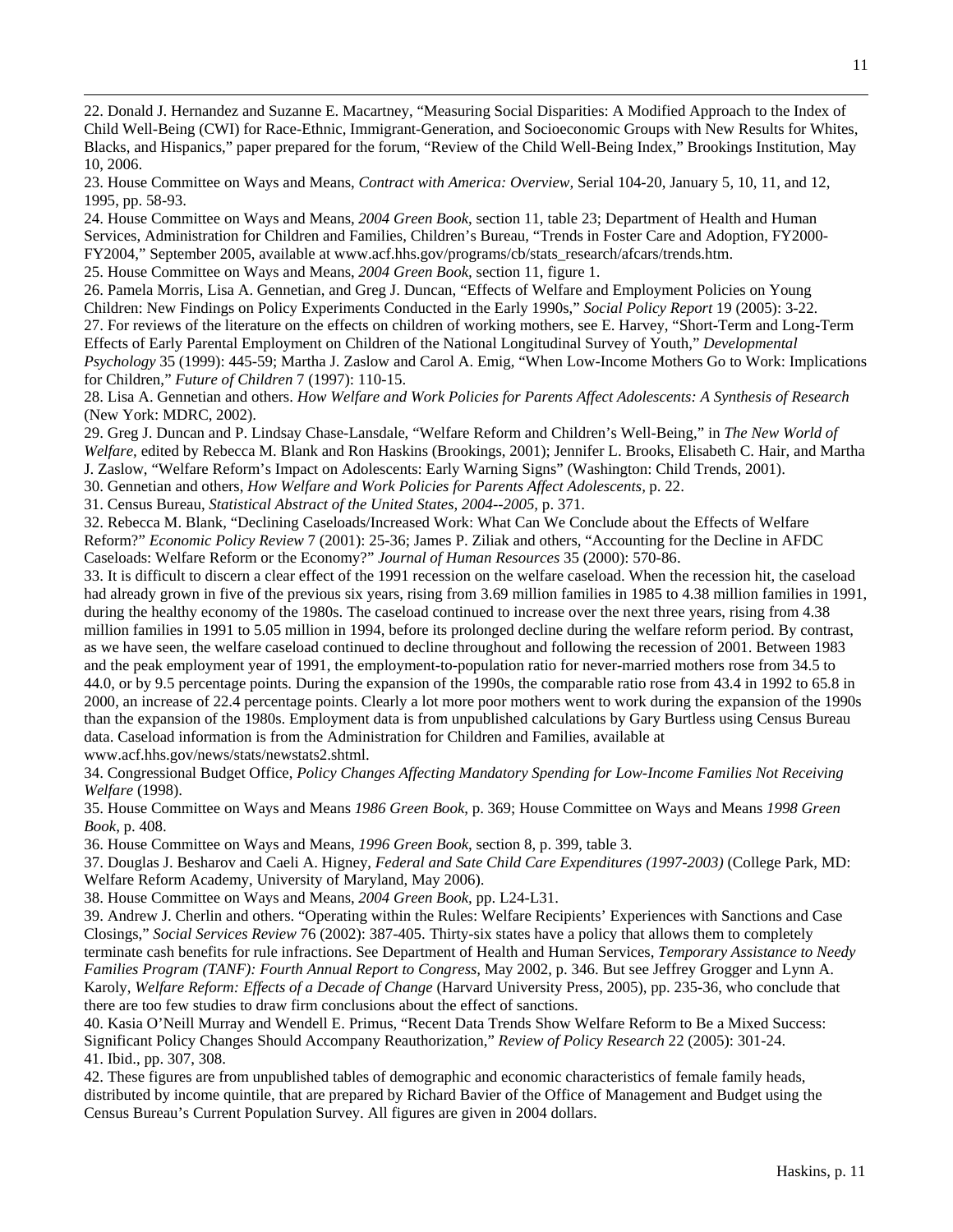22. Donald J. Hernandez and Suzanne E. Macartney, "Measuring Social Disparities: A Modified Approach to the Index of Child Well-Being (CWI) for Race-Ethnic, Immigrant-Generation, and Socioeconomic Groups with New Results for Whites, Blacks, and Hispanics," paper prepared for the forum, "Review of the Child Well-Being Index," Brookings Institution, May 10, 2006.

23. House Committee on Ways and Means, *Contract with America: Overview,* Serial 104-20, January 5, 10, 11, and 12, 1995, pp. 58-93.

24. House Committee on Ways and Means, *2004 Green Book*, section 11, table 23; Department of Health and Human Services, Administration for Children and Families, Children's Bureau, "Trends in Foster Care and Adoption, FY2000-FY2004," September 2005, available at www.acf.hhs.gov/programs/cb/stats_research/afcars/trends.htm.

25. House Committee on Ways and Means, *2004 Green Book*, section 11, figure 1.

26. Pamela Morris, Lisa A. Gennetian, and Greg J. Duncan, "Effects of Welfare and Employment Policies on Young Children: New Findings on Policy Experiments Conducted in the Early 1990s," *Social Policy Report* 19 (2005): 3-22.

27. For reviews of the literature on the effects on children of working mothers, see E. Harvey, "Short-Term and Long-Term Effects of Early Parental Employment on Children of the National Longitudinal Survey of Youth," *Developmental Psychology* 35 (1999): 445-59; Martha J. Zaslow and Carol A. Emig, "When Low-Income Mothers Go to Work: Implications for Children," *Future of Children* 7 (1997): 110-15.

28. Lisa A. Gennetian and others. *How Welfare and Work Policies for Parents Affect Adolescents: A Synthesis of Research* (New York: MDRC, 2002).

29. Greg J. Duncan and P. Lindsay Chase-Lansdale, "Welfare Reform and Children's Well-Being," in *The New World of Welfare*, edited by Rebecca M. Blank and Ron Haskins (Brookings, 2001); Jennifer L. Brooks, Elisabeth C. Hair, and Martha J. Zaslow, "Welfare Reform's Impact on Adolescents: Early Warning Signs" (Washington: Child Trends, 2001).

30. Gennetian and others, *How Welfare and Work Policies for Parents Affect Adolescents*, p. 22.

31. Census Bureau, *Statistical Abstract of the United States, 2004--2005*, p. 371.

32. Rebecca M. Blank, "Declining Caseloads/Increased Work: What Can We Conclude about the Effects of Welfare Reform?" *Economic Policy Review* 7 (2001): 25-36; James P. Ziliak and others, "Accounting for the Decline in AFDC Caseloads: Welfare Reform or the Economy?" *Journal of Human Resources* 35 (2000): 570-86.

33. It is difficult to discern a clear effect of the 1991 recession on the welfare caseload. When the recession hit, the caseload had already grown in five of the previous six years, rising from 3.69 million families in 1985 to 4.38 million families in 1991, during the healthy economy of the 1980s. The caseload continued to increase over the next three years, rising from 4.38 million families in 1991 to 5.05 million in 1994, before its prolonged decline during the welfare reform period. By contrast, as we have seen, the welfare caseload continued to decline throughout and following the recession of 2001. Between 1983 and the peak employment year of 1991, the employment-to-population ratio for never-married mothers rose from 34.5 to 44.0, or by 9.5 percentage points. During the expansion of the 1990s, the comparable ratio rose from 43.4 in 1992 to 65.8 in 2000, an increase of 22.4 percentage points. Clearly a lot more poor mothers went to work during the expansion of the 1990s than the expansion of the 1980s. Employment data is from unpublished calculations by Gary Burtless using Census Bureau data. Caseload information is from the Administration for Children and Families, available at www.acf.hhs.gov/news/stats/newstats2.shtml.

34. Congressional Budget Office, *Policy Changes Affecting Mandatory Spending for Low-Income Families Not Receiving Welfare* (1998).

35. House Committee on Ways and Means *1986 Green Book*, p. 369; House Committee on Ways and Means *1998 Green Book*, p. 408.

36. House Committee on Ways and Means, *1996 Green Book*, section 8, p. 399, table 3.

37. Douglas J. Besharov and Caeli A. Higney, *Federal and Sate Child Care Expenditures (1997-2003)* (College Park, MD: Welfare Reform Academy, University of Maryland, May 2006).

38. House Committee on Ways and Means, *2004 Green Book,* pp. L24-L31.

39. Andrew J. Cherlin and others. "Operating within the Rules: Welfare Recipients' Experiences with Sanctions and Case Closings," *Social Services Review* 76 (2002): 387-405. Thirty-six states have a policy that allows them to completely terminate cash benefits for rule infractions. See Department of Health and Human Services, *Temporary Assistance to Needy Families Program (TANF): Fourth Annual Report to Congress*, May 2002, p. 346. But see Jeffrey Grogger and Lynn A. Karoly, *Welfare Reform: Effects of a Decade of Change* (Harvard University Press, 2005), pp. 235-36, who conclude that there are too few studies to draw firm conclusions about the effect of sanctions.

40. Kasia O'Neill Murray and Wendell E. Primus, "Recent Data Trends Show Welfare Reform to Be a Mixed Success: Significant Policy Changes Should Accompany Reauthorization," *Review of Policy Research* 22 (2005): 301-24.

41. Ibid., pp. 307, 308.

42. These figures are from unpublished tables of demographic and economic characteristics of female family heads, distributed by income quintile, that are prepared by Richard Bavier of the Office of Management and Budget using the Census Bureau's Current Population Survey. All figures are given in 2004 dollars.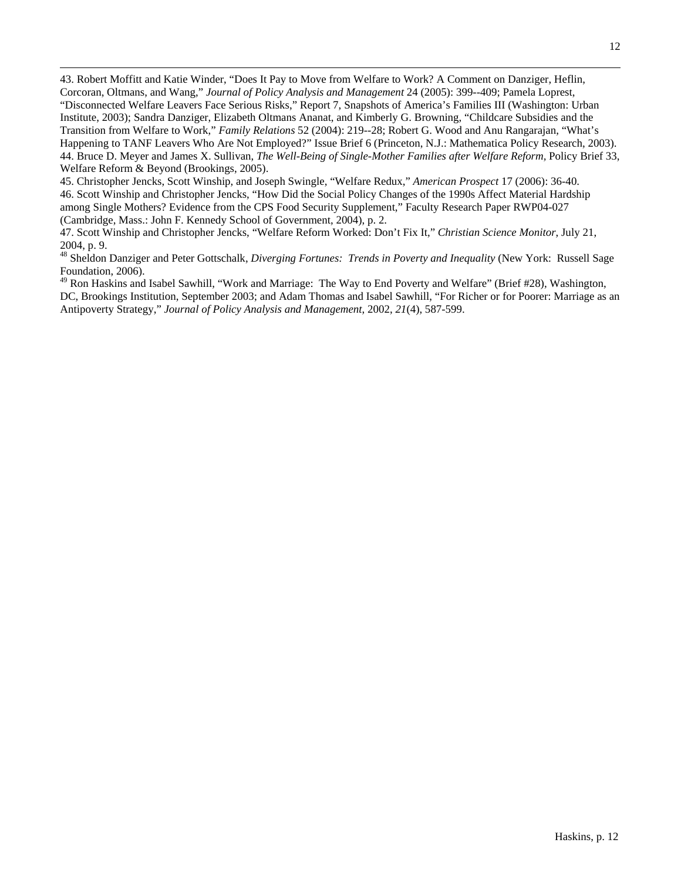43. Robert Moffitt and Katie Winder, "Does It Pay to Move from Welfare to Work? A Comment on Danziger, Heflin, Corcoran, Oltmans, and Wang," *Journal of Policy Analysis and Management* 24 (2005): 399--409; Pamela Loprest, "Disconnected Welfare Leavers Face Serious Risks," Report 7, Snapshots of America's Families III (Washington: Urban Institute, 2003); Sandra Danziger, Elizabeth Oltmans Ananat, and Kimberly G. Browning, "Childcare Subsidies and the Transition from Welfare to Work," *Family Relations* 52 (2004): 219--28; Robert G. Wood and Anu Rangarajan, "What's Happening to TANF Leavers Who Are Not Employed?" Issue Brief 6 (Princeton, N.J.: Mathematica Policy Research, 2003).

44. Bruce D. Meyer and James X. Sullivan, *The Well-Being of Single-Mother Families after Welfare Reform*, Policy Brief 33, Welfare Reform & Beyond (Brookings, 2005).

45. Christopher Jencks, Scott Winship, and Joseph Swingle, "Welfare Redux," *American Prospect* 17 (2006): 36-40.

46. Scott Winship and Christopher Jencks, "How Did the Social Policy Changes of the 1990s Affect Material Hardship among Single Mothers? Evidence from the CPS Food Security Supplement," Faculty Research Paper RWP04-027 (Cambridge, Mass.: John F. Kennedy School of Government, 2004), p. 2.

47. Scott Winship and Christopher Jencks, "Welfare Reform Worked: Don't Fix It," *Christian Science Monitor*, July 21, 2004, p. 9.

48. Sheldon Danziger and Peter Gottschalk, *Diverging Fortunes: Trends in Poverty and Inequality* (New York: Russell Sage Foundation, 2006).

49. Ron Haskins and Isabel Sawhill, "Work and Marriage: The Way to End Poverty and Welfare" (Brief #28), Washington, DC, Brookings Institution, September 2003; and Adam Thomas and Isabel Sawhill, "For Richer or for Poorer: Marriage as an Antipoverty Strategy," *Journal of Policy Analysis and Management*, 2002, *21*(4), 587-599.